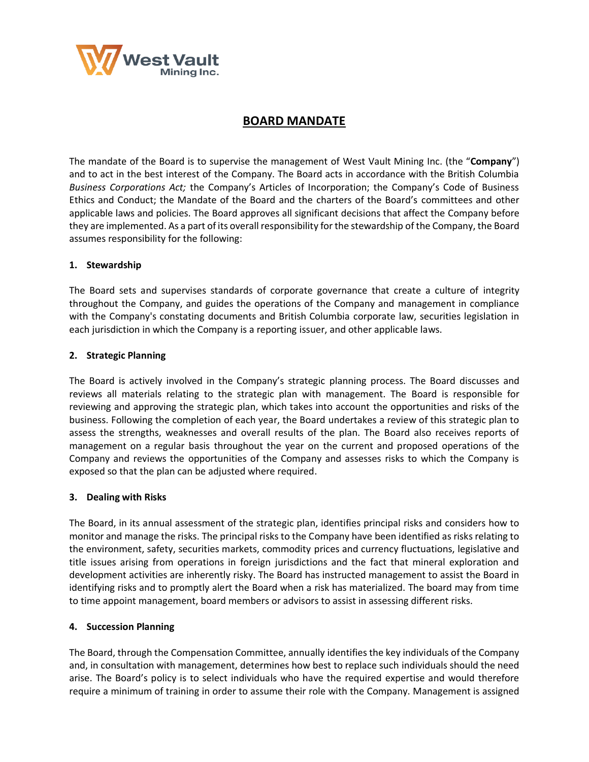# BOARD MANDATE

The mandate of the Board is to supervise the management of West Vault Mining Inc. (the "**Company**") and to act in the best interest of the Company. The Board acts in accordance with the British Columbia *Business Corporations Act;* the Company's Articles of Incorporation; the Company's Code of Business Ethics and Conduct; the Mandate of the Board and the charters of the Board's committees and other applicable laws and policies. The Board approves all significant decisions that affect the Company before they are implemented. As a part of its overall responsibility for the stewardship of the Company, the Board assumes responsibility for the following:

## 1. Stewardship

The Board sets and supervises standards of corporate governance that create a culture of integrity throughout the Company, and guides the operations of the Company and management in compliance with the Company's constating documents and British Columbia corporate law, securities legislation in each jurisdiction in which the Company is a reporting issuer, and other applicable laws.

## 2. Strategic Planning

The Board is actively involved in the Company's strategic planning process. The Board discusses and reviews all materials relating to the strategic plan with management. The Board is responsible for reviewing and approving the strategic plan, which takes into account the opportunities and risks of the business. Following the completion of each year, the Board undertakes a review of this strategic plan to assess the strengths, weaknesses and overall results of the plan. The Board also receives reports of management on a regular basis throughout the year on the current and proposed operations of the Company and reviews the opportunities of the Company and assesses risks to which the Company is exposed so that the plan can be adjusted where required.

## 3. Dealing with Risks

The Board, in its annual assessment of the strategic plan, identifies principal risks and considers how to monitor and manage the risks. The principal risks to the Company have been identified as risks relating to the environment, safety, securities markets, commodity prices and currency fluctuations, legislative and title issues arising from operations in foreign jurisdictions and the fact that mineral exploration and development activities are inherently risky. The Board has instructed management to assist the Board in identifying risks and to promptly alert the Board when a risk has materialized. The board may from time to time appoint management, board members or advisors to assist in assessing different risks.

## 4. Succession Planning

The Board, through the Compensation Committee, annually identifies the key individuals of the Company and, in consultation with management, determines how best to replace such individuals should the need arise. The Board's policy is to select individuals who have the required expertise and would therefore require a minimum of training in order to assume their role with the Company. Management is assigned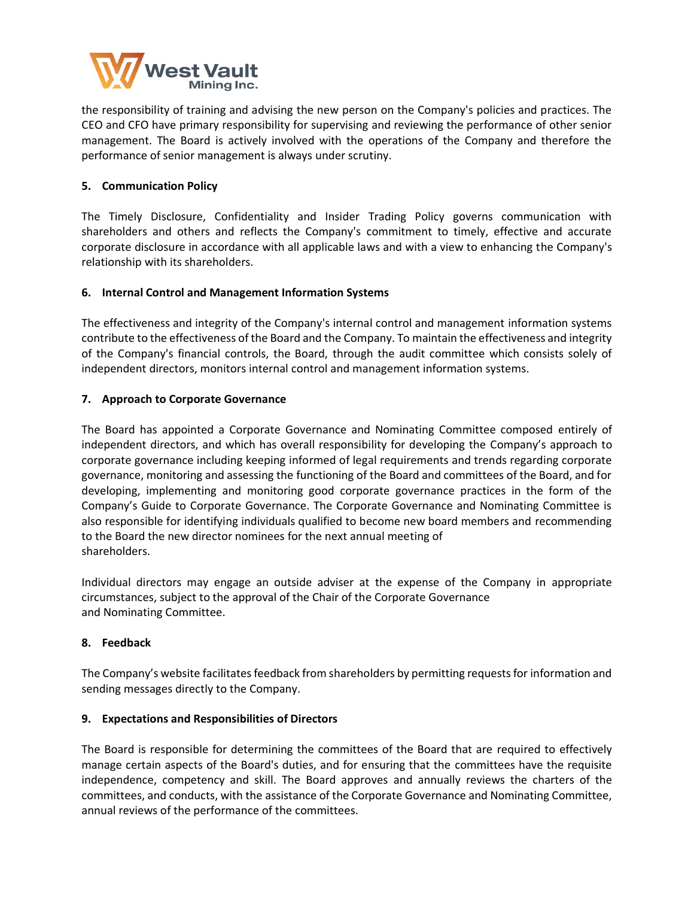the responsibility of training and advising the new person on the Company's policies and practices. The CEO and CFO have primary responsibility for supervising and reviewing the performance of other senior management. The Board is actively involved with the operations of the Company and therefore the performance of senior management is always under scrutiny.

**5. Communication Policy**

The Timely Disclosure, Confidentiality and Insider Trading Policy governs communication with shareholders and others and reflects the Company's commitment to timely, effective and accurate corporate disclosure in accordance with all applicable laws and with a view to enhancing the Company's relationship with its shareholders.

**6. Internal Control and Management Information Systems**

The effectiveness and integrity of the Company's internal control and management information systems contribute to the effectiveness of the Board and the Company. To maintain the effectiveness and integrity of the Company's financial controls, the Board, through the audit committee which consists solely of independent directors, monitors internal control and management information systems.

**7. Approach to Corporate Governance**

The Board has appointed a Corporate Governance and Nominating Committee composed entirely of independent directors, and which has overall responsibility for developing the Company's approach to corporate governance including keeping informed of legal requirements and trends regarding corporate governance, monitoring and assessing the functioning of the Board and committees of the Board, and for developing, implementing and monitoring good corporate governance practices in the form of the Company's Guide to Corporate Governance. The Corporate Governance and Nominating Committee is also responsible for identifying individuals qualified to become new board members and recommending to the Board the new director nominees for the next annual meeting of shareholders.

Individual directors may engage an outside adviser at the expense of the Company in appropriate circumstances, subject to the approval of the Chair of the Corporate Governance and Nominating Committee.

**8. Feedback**

The Company's website facilitates feedback from shareholders by permitting requests for information and sending messages directly to the Company.

**9. Expectations and Responsibilities of Directors**

The Board is responsible for determining the committees of the Board that are required to effectively manage certain aspects of the Board's duties, and for ensuring that the committees have the requisite independence, competency and skill. The Board approves and annually reviews the charters of the committees, and conducts, with the assistance of the Corporate Governance and Nominating Committee, annual reviews of the performance of the committees.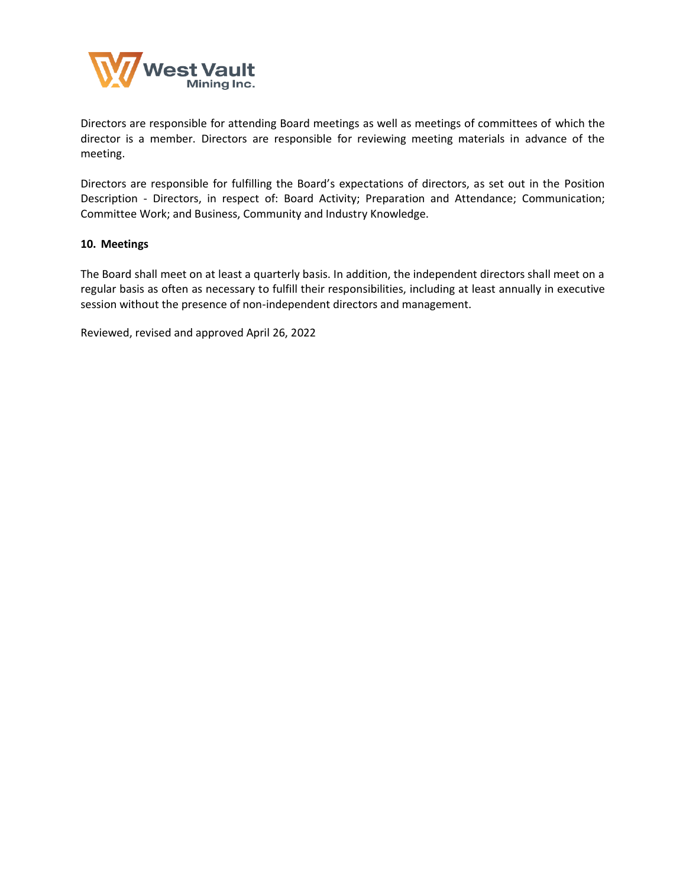Directors are responsible for attending Board meetings as well as meetings of committees of which the director is a member. Directors are responsible for reviewing meeting materials in advance of the meeting.

Directors are responsible for fulfilling the Board's expectations of directors, as set out in the Position Description - Directors, in respect of: Board Activity; Preparation and Attendance; Communication; Committee Work; and Business, Community and Industry Knowledge.

**10. Meetings**

The Board shall meet on at least a quarterly basis. In addition, the independent directors shall meet on a regular basis as often as necessary to fulfill their responsibilities, including at least annually in executive session without the presence of non-independent directors and management.

Reviewed, revised and approved April 26, 2022